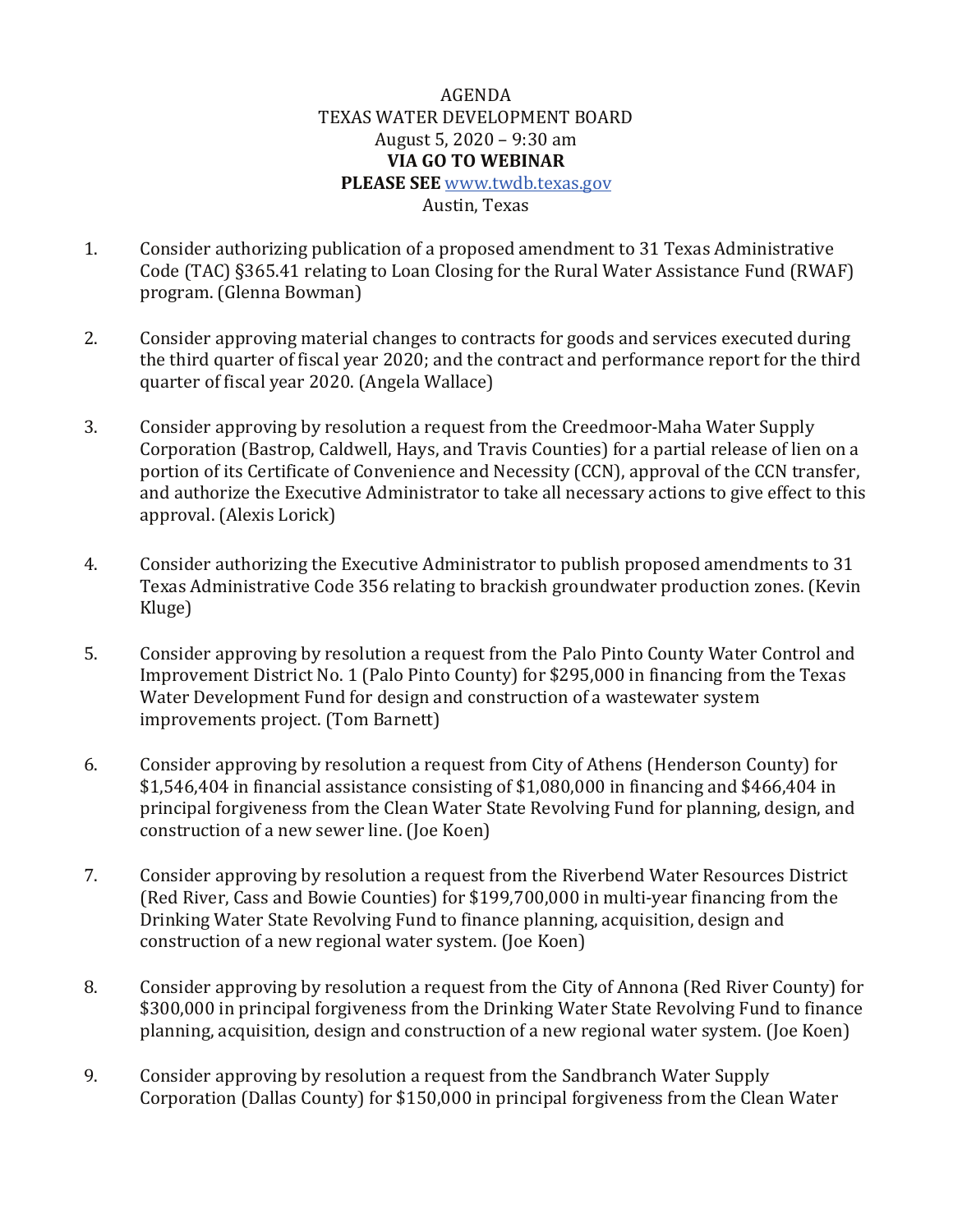# AGENDA
## TEXAS WATER DEVELOPMENT BOARD
August 5, 2020 – 9:30 am
**VIA GO TO WEBINAR**
**PLEASE SEE** www.twdb.texas.gov
Austin, Texas

1. Consider authorizing publication of a proposed amendment to 31 Texas Administrative Code (TAC) §365.41 relating to Loan Closing for the Rural Water Assistance Fund (RWAF) program. (Glenna Bowman)

2. Consider approving material changes to contracts for goods and services executed during the third quarter of fiscal year 2020; and the contract and performance report for the third quarter of fiscal year 2020. (Angela Wallace)

3. Consider approving by resolution a request from the Creedmoor-Maha Water Supply Corporation (Bastrop, Caldwell, Hays, and Travis Counties) for a partial release of lien on a portion of its Certificate of Convenience and Necessity (CCN), approval of the CCN transfer, and authorize the Executive Administrator to take all necessary actions to give effect to this approval. (Alexis Lorick)

4. Consider authorizing the Executive Administrator to publish proposed amendments to 31 Texas Administrative Code 356 relating to brackish groundwater production zones. (Kevin Kluge)

5. Consider approving by resolution a request from the Palo Pinto County Water Control and Improvement District No. 1 (Palo Pinto County) for $295,000 in financing from the Texas Water Development Fund for design and construction of a wastewater system improvements project. (Tom Barnett)

6. Consider approving by resolution a request from City of Athens (Henderson County) for $1,546,404 in financial assistance consisting of $1,080,000 in financing and $466,404 in principal forgiveness from the Clean Water State Revolving Fund for planning, design, and construction of a new sewer line. (Joe Koen)

7. Consider approving by resolution a request from the Riverbend Water Resources District (Red River, Cass and Bowie Counties) for $199,700,000 in multi-year financing from the Drinking Water State Revolving Fund to finance planning, acquisition, design and construction of a new regional water system. (Joe Koen)

8. Consider approving by resolution a request from the City of Annona (Red River County) for $300,000 in principal forgiveness from the Drinking Water State Revolving Fund to finance planning, acquisition, design and construction of a new regional water system. (Joe Koen)

9. Consider approving by resolution a request from the Sandbranch Water Supply Corporation (Dallas County) for $150,000 in principal forgiveness from the Clean Water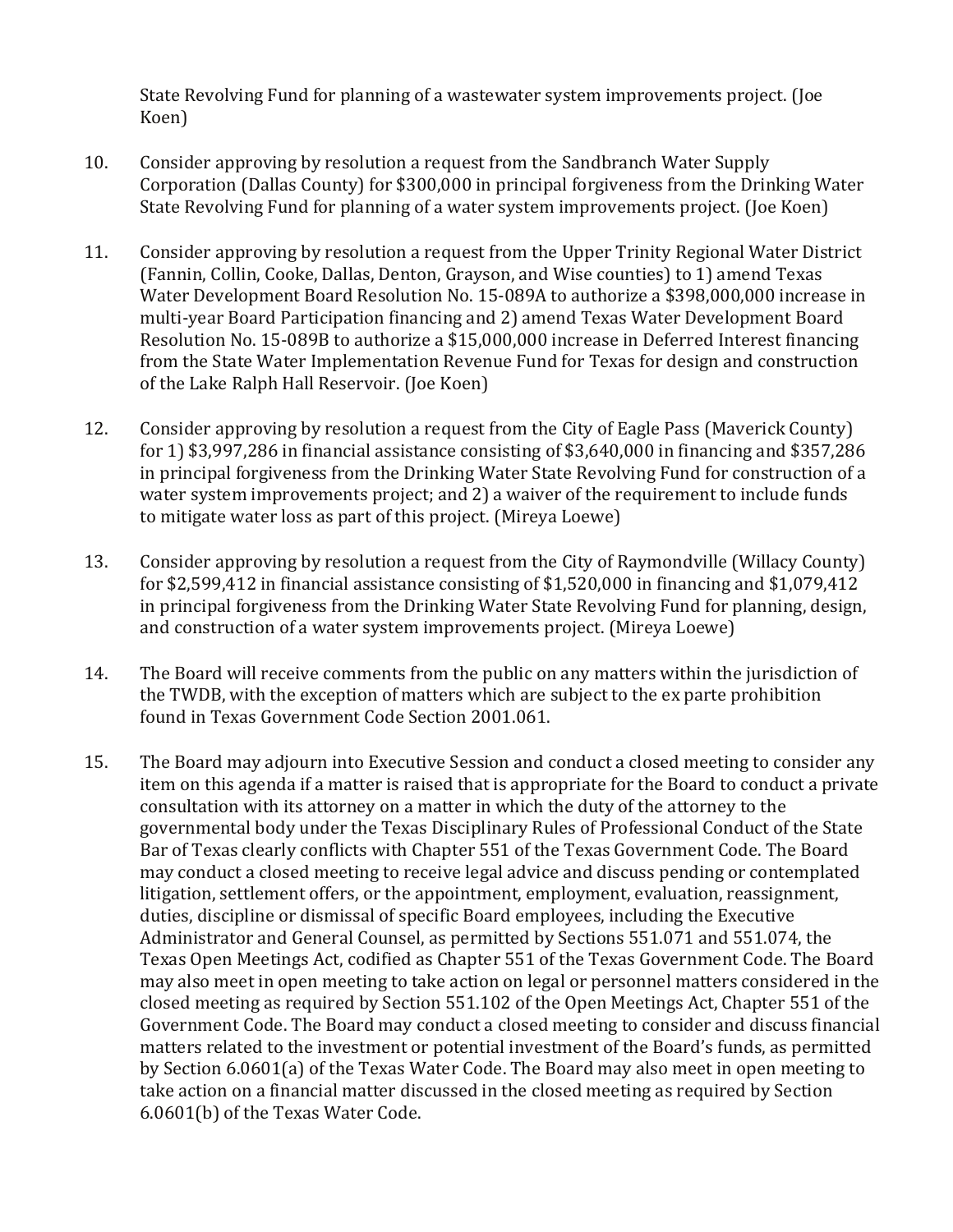State Revolving Fund for planning of a wastewater system improvements project. (Joe Koen)

10. Consider approving by resolution a request from the Sandbranch Water Supply Corporation (Dallas County) for $300,000 in principal forgiveness from the Drinking Water State Revolving Fund for planning of a water system improvements project. (Joe Koen)

11. Consider approving by resolution a request from the Upper Trinity Regional Water District (Fannin, Collin, Cooke, Dallas, Denton, Grayson, and Wise counties) to 1) amend Texas Water Development Board Resolution No. 15-089A to authorize a $398,000,000 increase in multi-year Board Participation financing and 2) amend Texas Water Development Board Resolution No. 15-089B to authorize a $15,000,000 increase in Deferred Interest financing from the State Water Implementation Revenue Fund for Texas for design and construction of the Lake Ralph Hall Reservoir. (Joe Koen)

12. Consider approving by resolution a request from the City of Eagle Pass (Maverick County) for 1) $3,997,286 in financial assistance consisting of $3,640,000 in financing and $357,286 in principal forgiveness from the Drinking Water State Revolving Fund for construction of a water system improvements project; and 2) a waiver of the requirement to include funds to mitigate water loss as part of this project. (Mireya Loewe)

13. Consider approving by resolution a request from the City of Raymondville (Willacy County) for $2,599,412 in financial assistance consisting of $1,520,000 in financing and $1,079,412 in principal forgiveness from the Drinking Water State Revolving Fund for planning, design, and construction of a water system improvements project. (Mireya Loewe)

14. The Board will receive comments from the public on any matters within the jurisdiction of the TWDB, with the exception of matters which are subject to the ex parte prohibition found in Texas Government Code Section 2001.061.

15. The Board may adjourn into Executive Session and conduct a closed meeting to consider any item on this agenda if a matter is raised that is appropriate for the Board to conduct a private consultation with its attorney on a matter in which the duty of the attorney to the governmental body under the Texas Disciplinary Rules of Professional Conduct of the State Bar of Texas clearly conflicts with Chapter 551 of the Texas Government Code. The Board may conduct a closed meeting to receive legal advice and discuss pending or contemplated litigation, settlement offers, or the appointment, employment, evaluation, reassignment, duties, discipline or dismissal of specific Board employees, including the Executive Administrator and General Counsel, as permitted by Sections 551.071 and 551.074, the Texas Open Meetings Act, codified as Chapter 551 of the Texas Government Code. The Board may also meet in open meeting to take action on legal or personnel matters considered in the closed meeting as required by Section 551.102 of the Open Meetings Act, Chapter 551 of the Government Code. The Board may conduct a closed meeting to consider and discuss financial matters related to the investment or potential investment of the Board's funds, as permitted by Section 6.0601(a) of the Texas Water Code. The Board may also meet in open meeting to take action on a financial matter discussed in the closed meeting as required by Section 6.0601(b) of the Texas Water Code.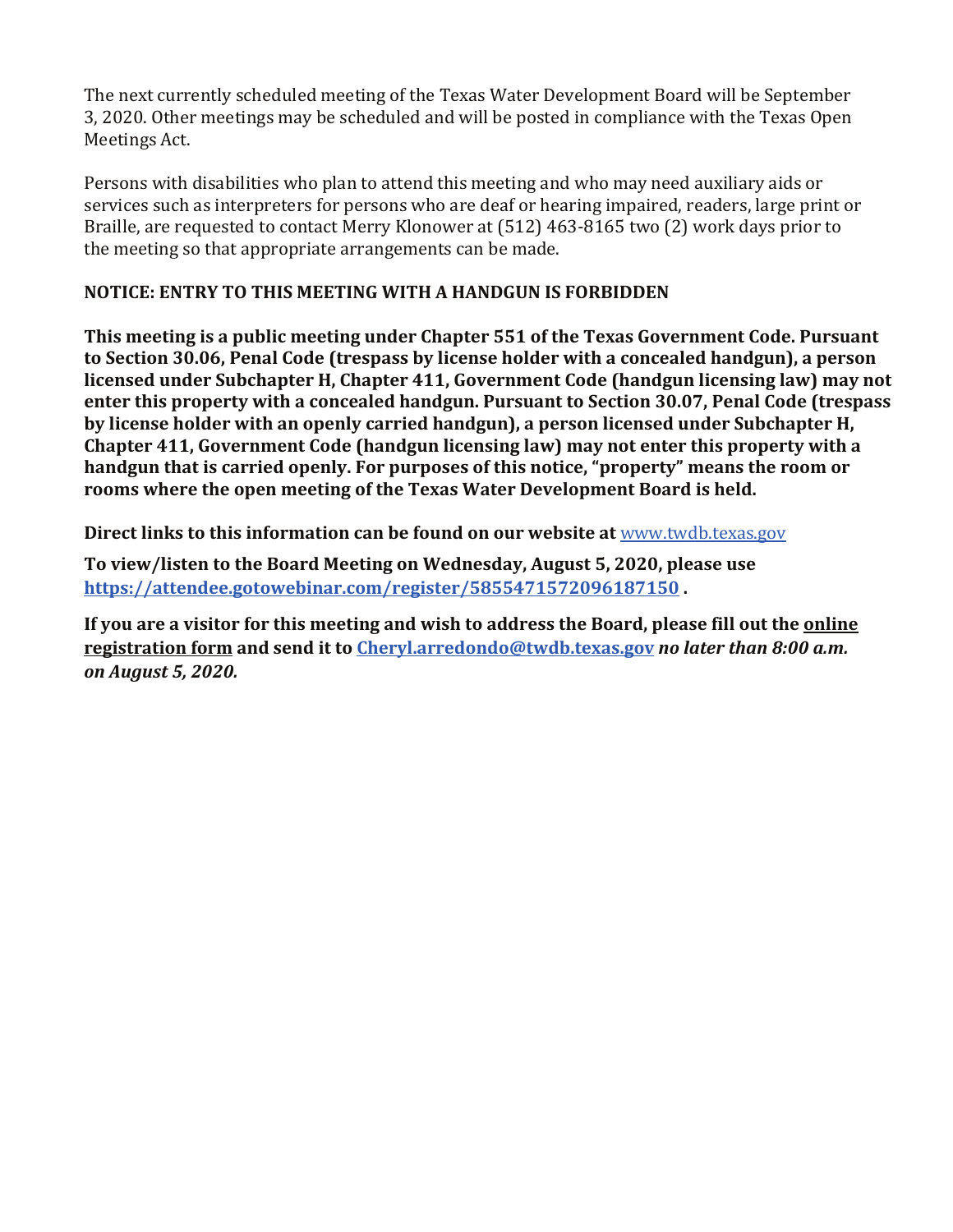The next currently scheduled meeting of the Texas Water Development Board will be September 3, 2020. Other meetings may be scheduled and will be posted in compliance with the Texas Open Meetings Act.

Persons with disabilities who plan to attend this meeting and who may need auxiliary aids or services such as interpreters for persons who are deaf or hearing impaired, readers, large print or Braille, are requested to contact Merry Klonower at (512) 463-8165 two (2) work days prior to the meeting so that appropriate arrangements can be made.

**NOTICE: ENTRY TO THIS MEETING WITH A HANDGUN IS FORBIDDEN**

**This meeting is a public meeting under Chapter 551 of the Texas Government Code. Pursuant to Section 30.06, Penal Code (trespass by license holder with a concealed handgun), a person licensed under Subchapter H, Chapter 411, Government Code (handgun licensing law) may not enter this property with a concealed handgun. Pursuant to Section 30.07, Penal Code (trespass by license holder with an openly carried handgun), a person licensed under Subchapter H, Chapter 411, Government Code (handgun licensing law) may not enter this property with a handgun that is carried openly. For purposes of this notice, "property" means the room or rooms where the open meeting of the Texas Water Development Board is held.**

**Direct links to this information can be found on our website at** [www.twdb.texas.gov](http://www.twdb.texas.gov)

**To view/listen to the Board Meeting on Wednesday, August 5, 2020, please use [https://attendee.gotowebinar.com/register/5855471572096187150](https://attendee.gotowebinar.com/register/5855471572096187150) .**

**If you are a visitor for this meeting and wish to address the Board, please fill out the online registration form and send it to [Cheryl.arredondo@twdb.texas.gov](mailto:Cheryl.arredondo@twdb.texas.gov) *no later than 8:00 a.m. on August 5, 2020.***